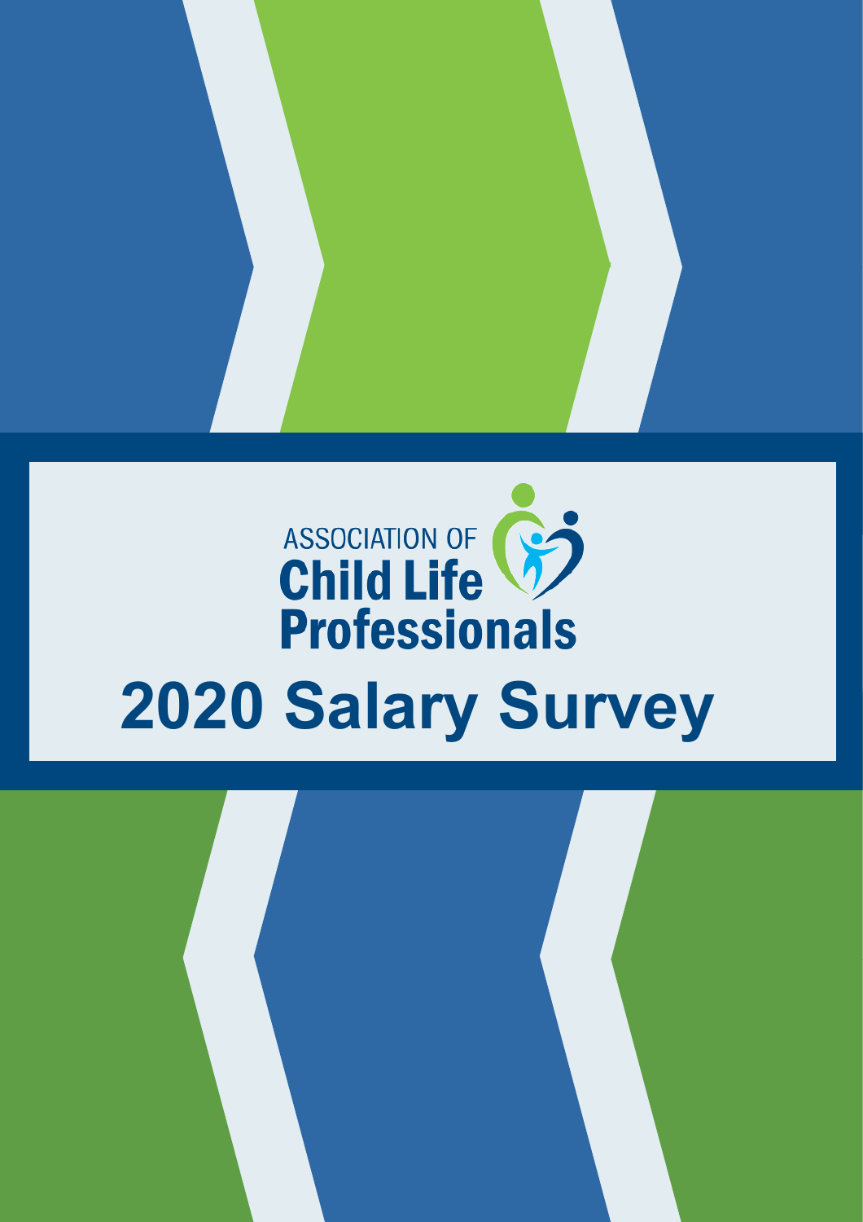ASSOCIATION OF
Child Life
Professionals

# 2020 Salary Survey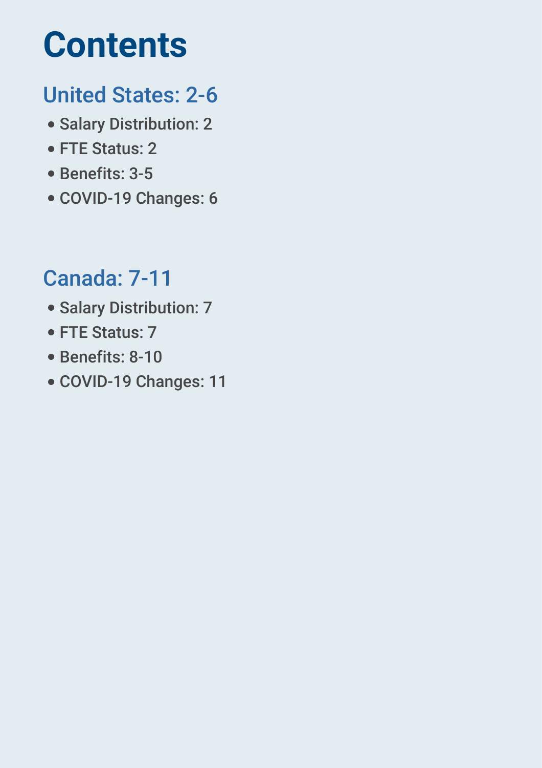# Contents

## United States: 2-6

- Salary Distribution: 2
- FTE Status: 2
- Benefits: 3-5
- COVID-19 Changes: 6

## Canada: 7-11

- Salary Distribution: 7
- FTE Status: 7
- Benefits: 8-10
- COVID-19 Changes: 11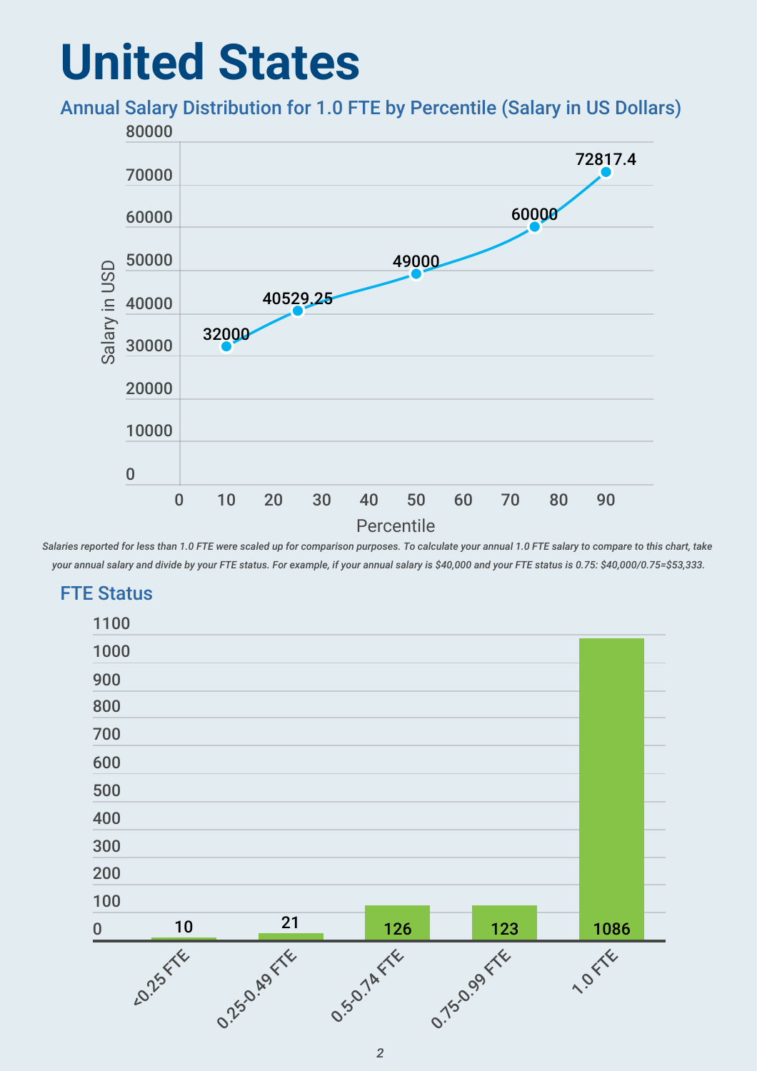# United States

## Annual Salary Distribution for 1.0 FTE by Percentile (Salary in US Dollars)

| Percentile | Salary in USD |
|---|---|
| 10 | 32000 |
| 25 | 40529.25 |
| 50 | 49000 |
| 75 | 60000 |
| 90 | 72817.4 |

*Salaries reported for less than 1.0 FTE were scaled up for comparison purposes. To calculate your annual 1.0 FTE salary to compare to this chart, take your annual salary and divide by your FTE status. For example, if your annual salary is $40,000 and your FTE status is 0.75: $40,000/0.75=$53,333.*

## FTE Status

| FTE Status | Count |
|---|---|
| <0.25 FTE | 10 |
| 0.25-0.49 FTE | 21 |
| 0.5-0.74 FTE | 126 |
| 0.75-0.99 FTE | 123 |
| 1.0 FTE | 1086 |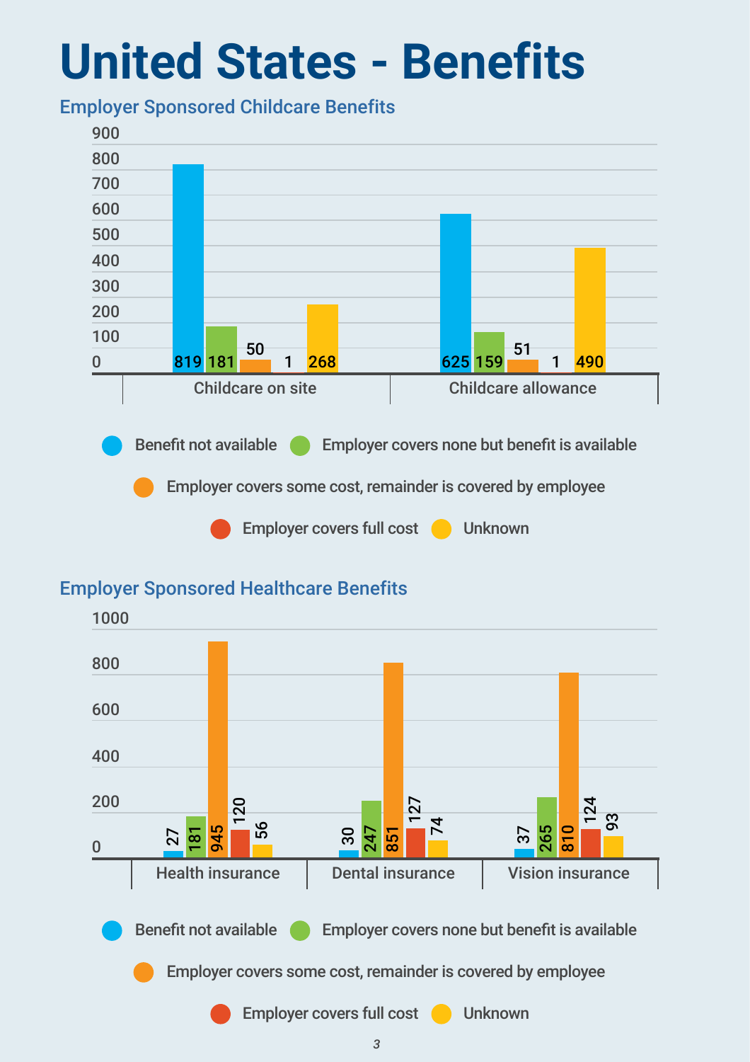# United States - Benefits

## Employer Sponsored Childcare Benefits

| | Benefit not available | Employer covers none but benefit is available | Employer covers some cost, remainder is covered by employee | Employer covers full cost | Unknown |
|---|---|---|---|---|---|
| Childcare on site | 819 | 181 | 50 | 1 | 268 |
| Childcare allowance | 625 | 159 | 51 | 1 | 490 |

## Employer Sponsored Healthcare Benefits

| | Benefit not available | Employer covers none but benefit is available | Employer covers some cost, remainder is covered by employee | Employer covers full cost | Unknown |
|---|---|---|---|---|---|
| Health insurance | 27 | 181 | 945 | 120 | 56 |
| Dental insurance | 30 | 247 | 851 | 127 | 74 |
| Vision insurance | 37 | 265 | 810 | 124 | 93 |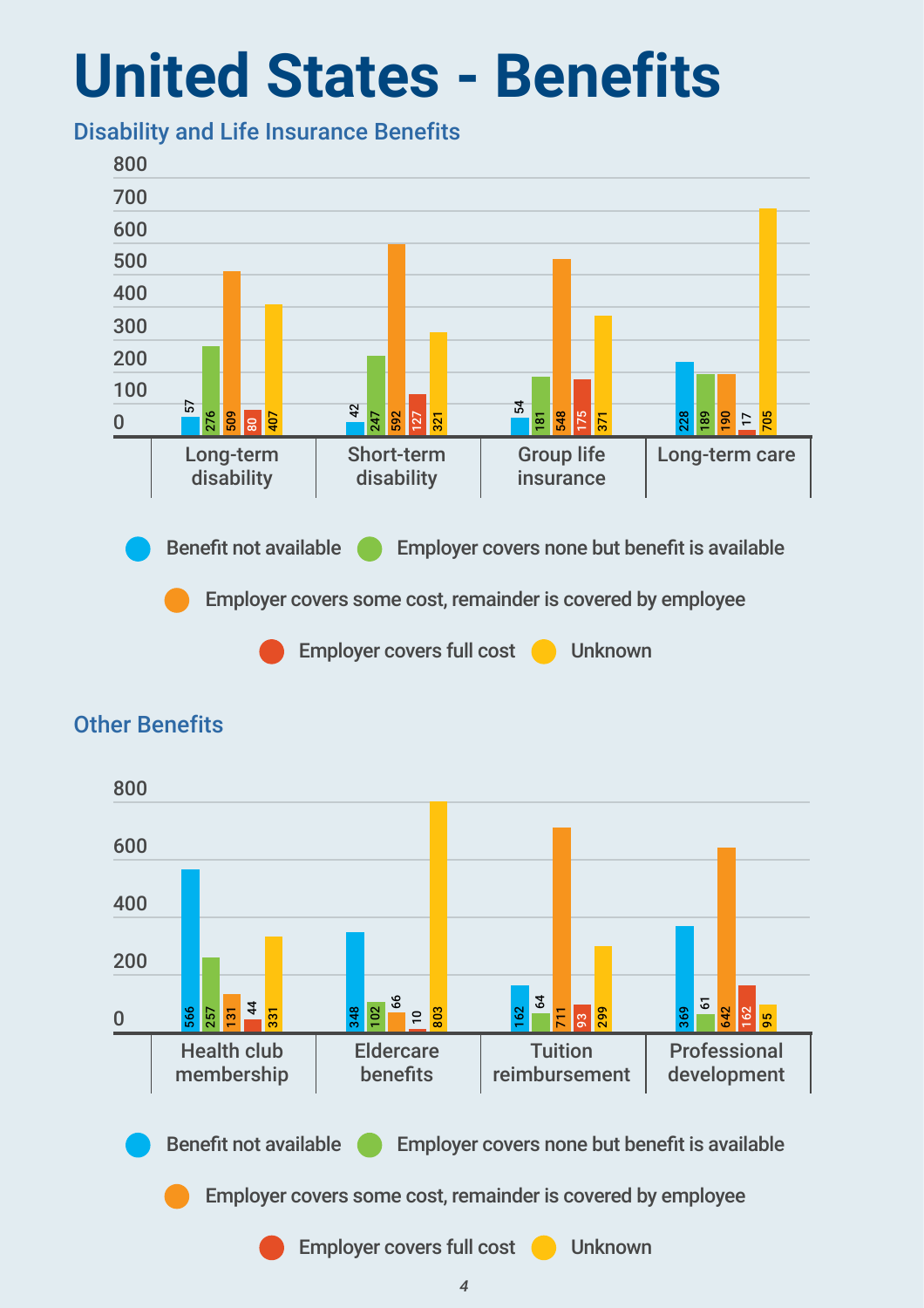# United States - Benefits

## Disability and Life Insurance Benefits

| | Benefit not available | Employer covers none but benefit is available | Employer covers some cost, remainder is covered by employee | Employer covers full cost | Unknown |
|---|---|---|---|---|---|
| Long-term disability | 57 | 276 | 509 | 80 | 407 |
| Short-term disability | 42 | 247 | 592 | 127 | 321 |
| Group life insurance | 54 | 181 | 548 | 175 | 371 |
| Long-term care | 228 | 189 | 190 | 17 | 705 |

## Other Benefits

| | Benefit not available | Employer covers none but benefit is available | Employer covers some cost, remainder is covered by employee | Employer covers full cost | Unknown |
|---|---|---|---|---|---|
| Health club membership | 566 | 257 | 131 | 44 | 331 |
| Eldercare benefits | 348 | 102 | 66 | 10 | 803 |
| Tuition reimbursement | 162 | 64 | 711 | 93 | 299 |
| Professional development | 369 | 61 | 642 | 162 | 95 |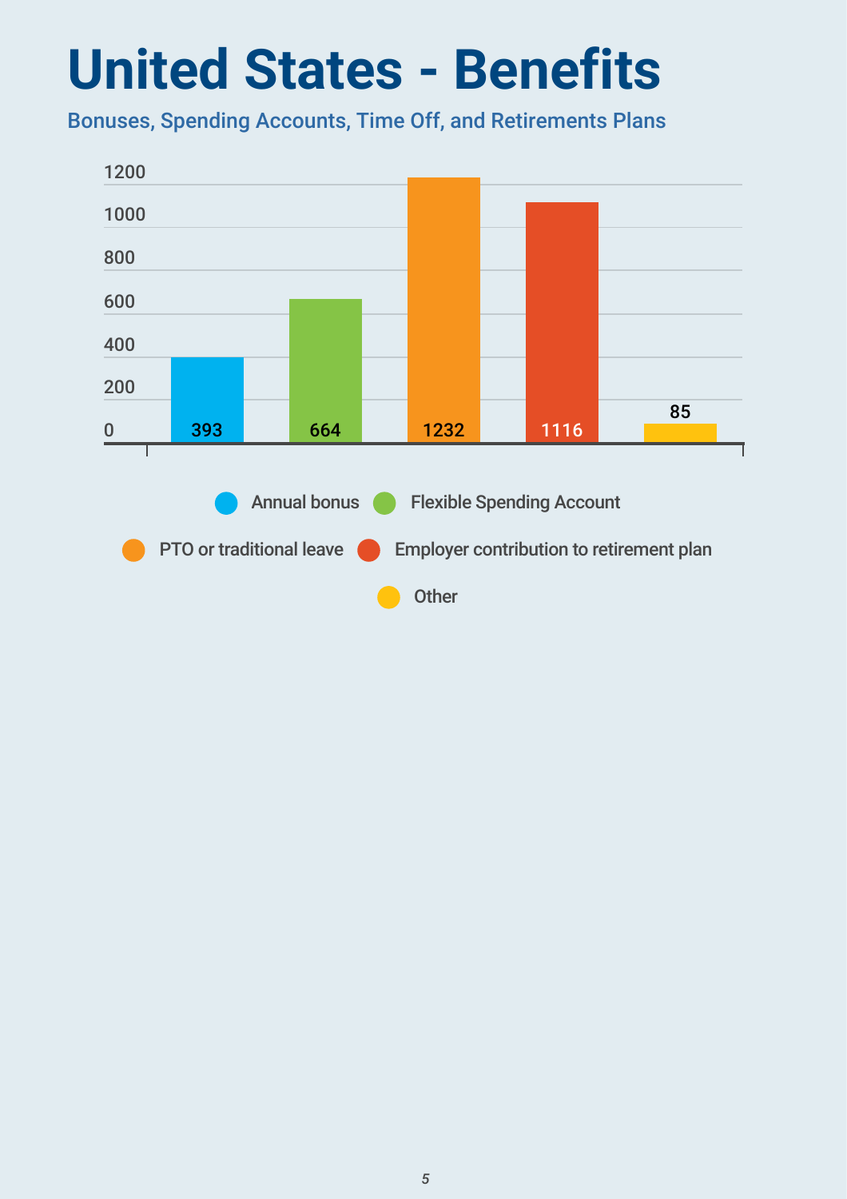# United States - Benefits

## Bonuses, Spending Accounts, Time Off, and Retirements Plans

| Benefit | Count |
| --- | --- |
| Annual bonus | 393 |
| Flexible Spending Account | 664 |
| PTO or traditional leave | 1232 |
| Employer contribution to retirement plan | 1116 |
| Other | 85 |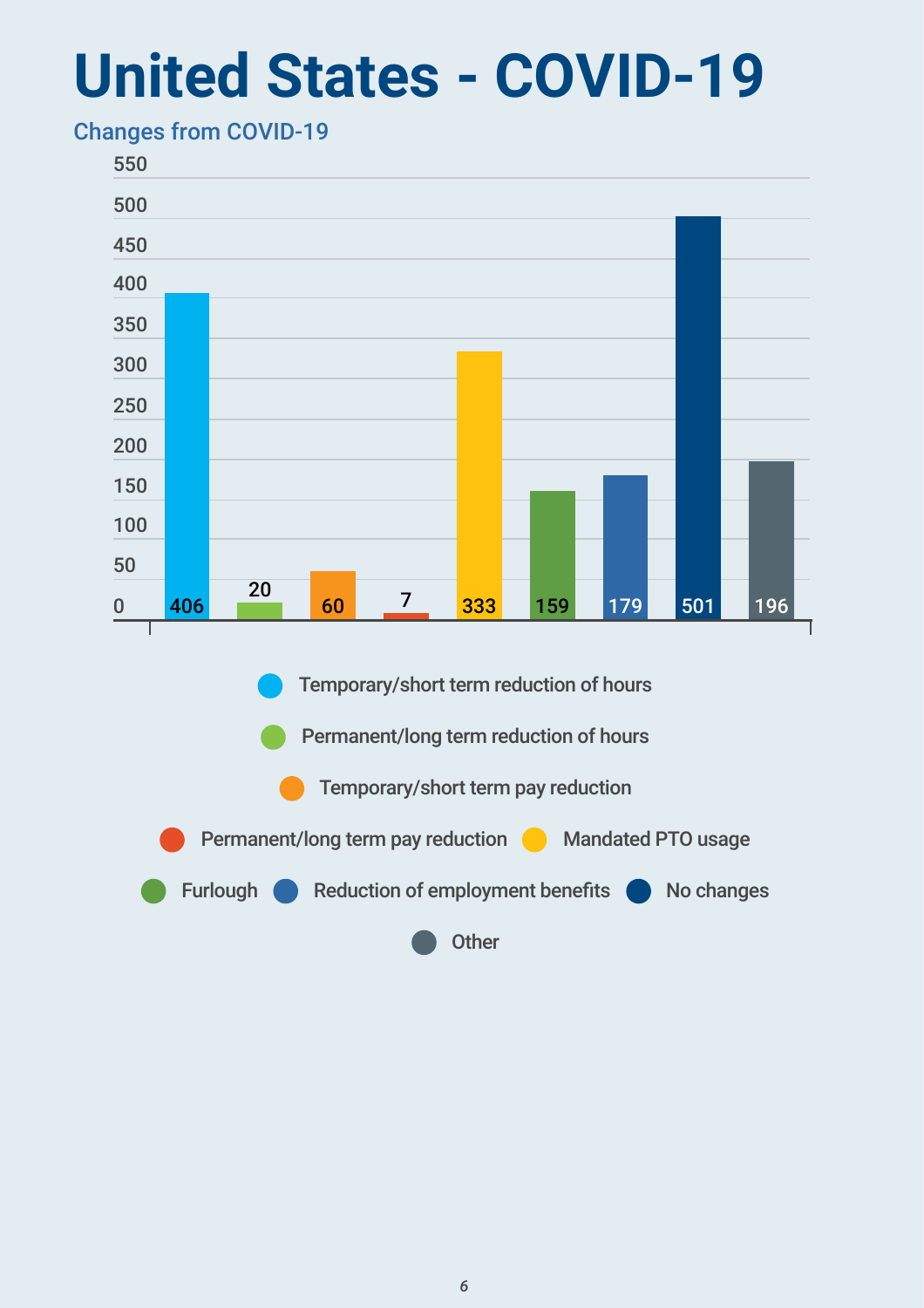# United States - COVID-19

Changes from COVID-19

| Change | Count |
| --- | --- |
| Temporary/short term reduction of hours | 406 |
| Permanent/long term reduction of hours | 20 |
| Temporary/short term pay reduction | 60 |
| Permanent/long term pay reduction | 7 |
| Mandated PTO usage | 333 |
| Furlough | 159 |
| Reduction of employment benefits | 179 |
| No changes | 501 |
| Other | 196 |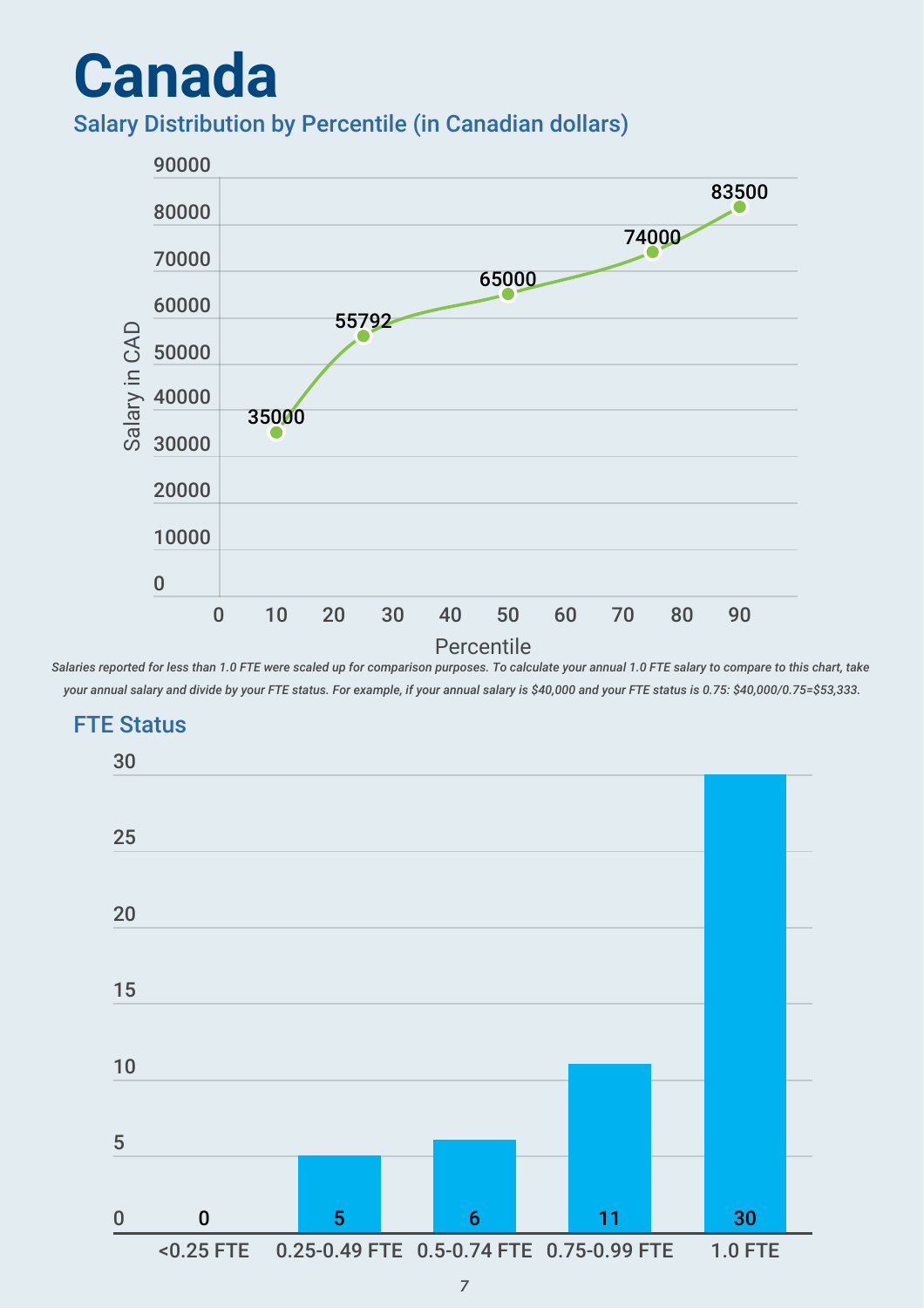# Canada

## Salary Distribution by Percentile (in Canadian dollars)

| Percentile | Salary in CAD |
|---|---|
| 10 | 35000 |
| 25 | 55792 |
| 50 | 65000 |
| 75 | 74000 |
| 90 | 83500 |

*Salaries reported for less than 1.0 FTE were scaled up for comparison purposes. To calculate your annual 1.0 FTE salary to compare to this chart, take your annual salary and divide by your FTE status. For example, if your annual salary is $40,000 and your FTE status is 0.75: $40,000/0.75=$53,333.*

## FTE Status

| FTE Status | Count |
|---|---|
| <0.25 FTE | 0 |
| 0.25-0.49 FTE | 5 |
| 0.5-0.74 FTE | 6 |
| 0.75-0.99 FTE | 11 |
| 1.0 FTE | 30 |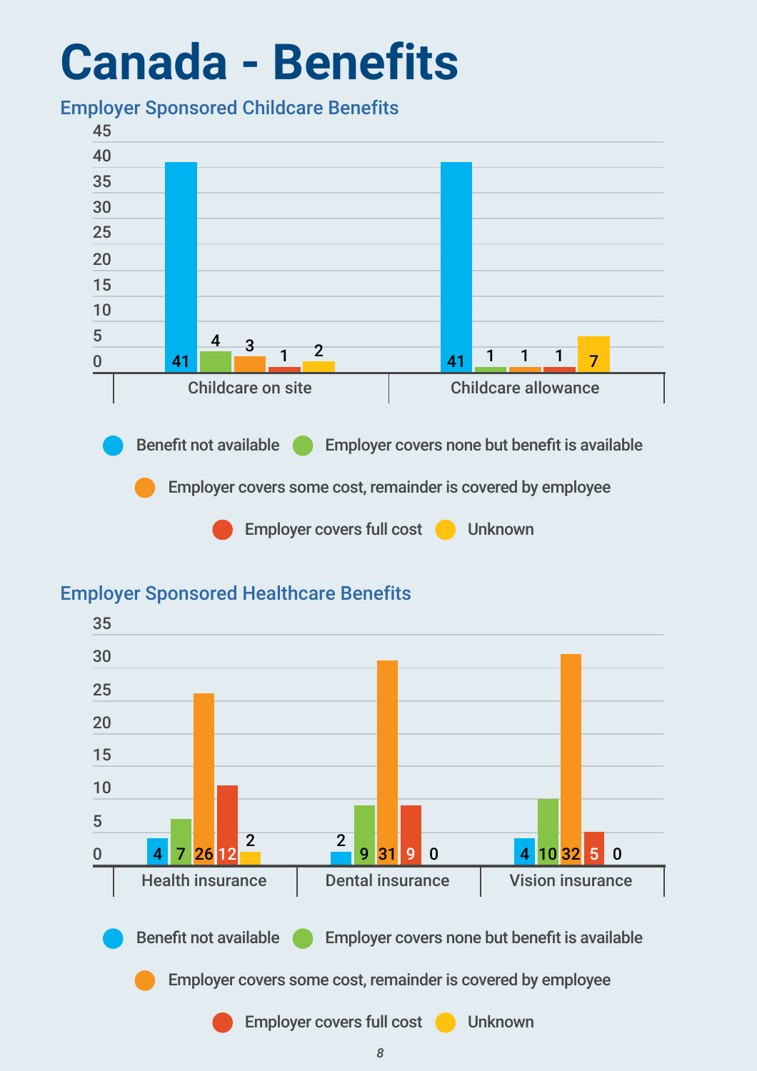# Canada - Benefits

## Employer Sponsored Childcare Benefits

| | Benefit not available | Employer covers none but benefit is available | Employer covers some cost, remainder is covered by employee | Employer covers full cost | Unknown |
|---|---|---|---|---|---|
| Childcare on site | 41 | 4 | 3 | 1 | 2 |
| Childcare allowance | 41 | 1 | 1 | 1 | 7 |

## Employer Sponsored Healthcare Benefits

| | Benefit not available | Employer covers none but benefit is available | Employer covers some cost, remainder is covered by employee | Employer covers full cost | Unknown |
|---|---|---|---|---|---|
| Health insurance | 4 | 7 | 26 | 12 | 2 |
| Dental insurance | 2 | 9 | 31 | 9 | 0 |
| Vision insurance | 4 | 10 | 32 | 5 | 0 |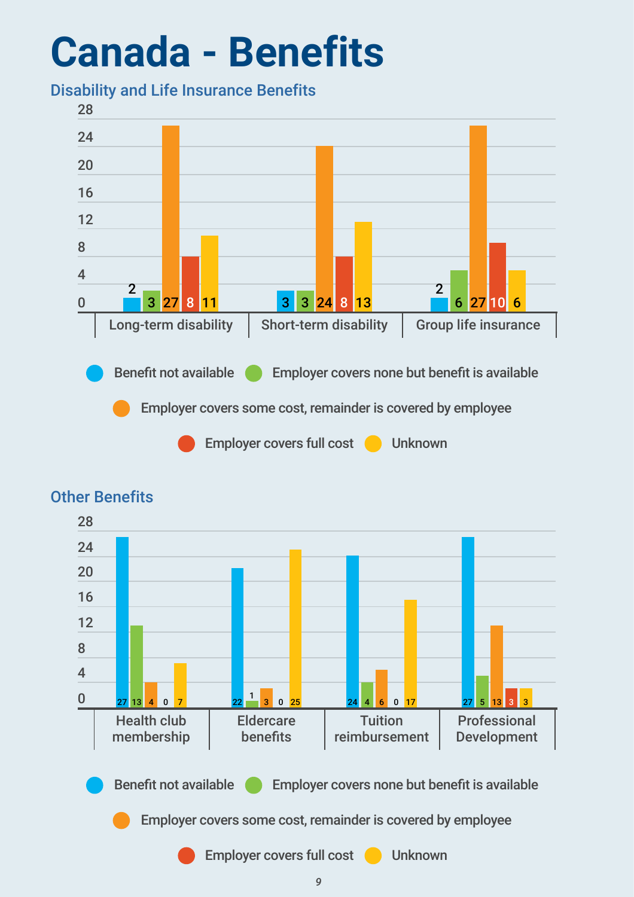# Canada - Benefits

## Disability and Life Insurance Benefits

| | Benefit not available | Employer covers none but benefit is available | Employer covers some cost, remainder is covered by employee | Employer covers full cost | Unknown |
|---|---|---|---|---|---|
| Long-term disability | 2 | 3 | 27 | 8 | 11 |
| Short-term disability | 3 | 3 | 24 | 8 | 13 |
| Group life insurance | 2 | 6 | 27 | 10 | 6 |

## Other Benefits

| | Benefit not available | Employer covers none but benefit is available | Employer covers some cost, remainder is covered by employee | Employer covers full cost | Unknown |
|---|---|---|---|---|---|
| Health club membership | 27 | 13 | 4 | 0 | 7 |
| Eldercare benefits | 22 | 1 | 3 | 0 | 25 |
| Tuition reimbursement | 24 | 4 | 6 | 0 | 17 |
| Professional Development | 27 | 5 | 13 | 3 | 3 |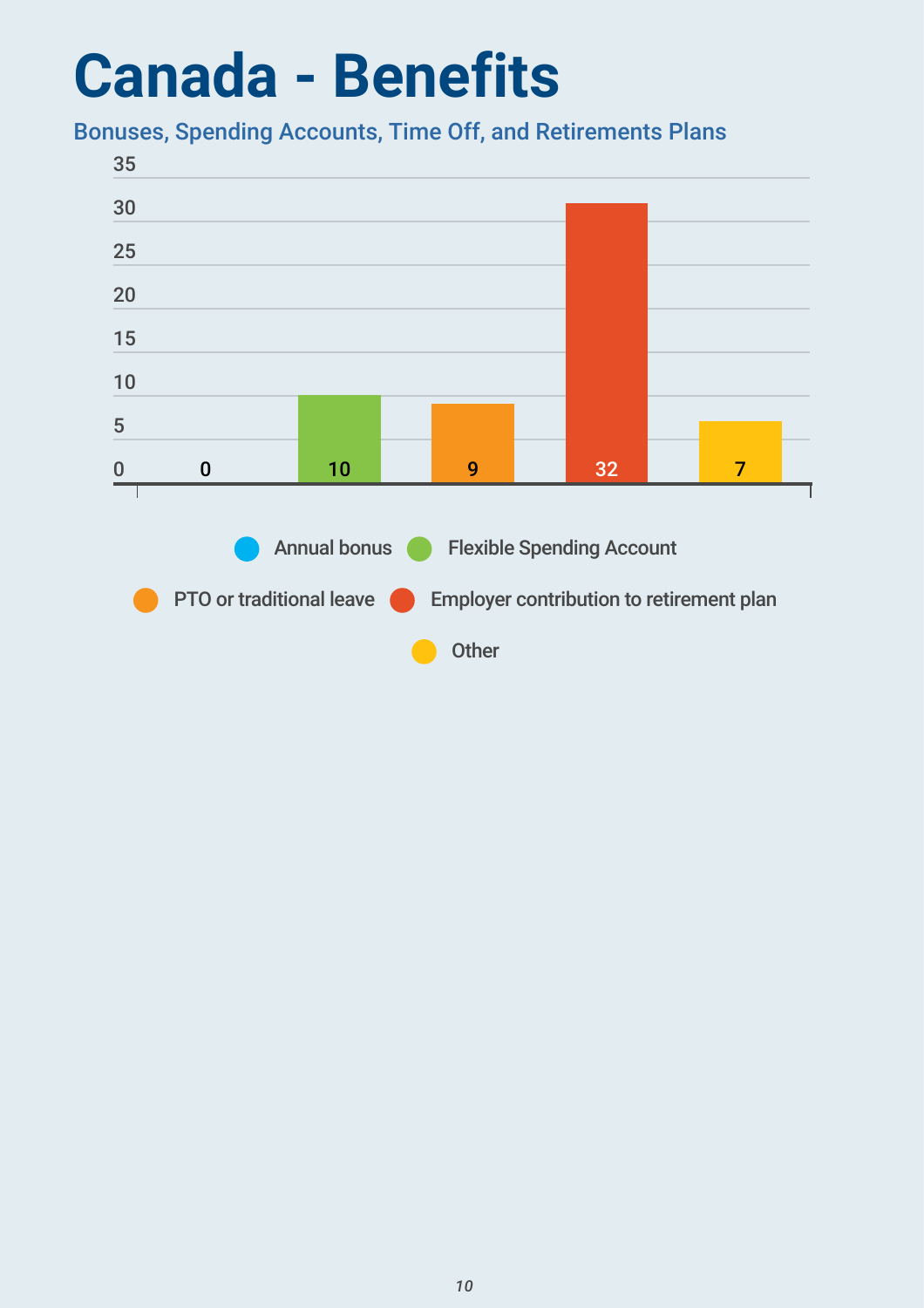# Canada - Benefits

## Bonuses, Spending Accounts, Time Off, and Retirements Plans

| Benefit | Count |
| --- | --- |
| Annual bonus | 0 |
| Flexible Spending Account | 10 |
| PTO or traditional leave | 9 |
| Employer contribution to retirement plan | 32 |
| Other | 7 |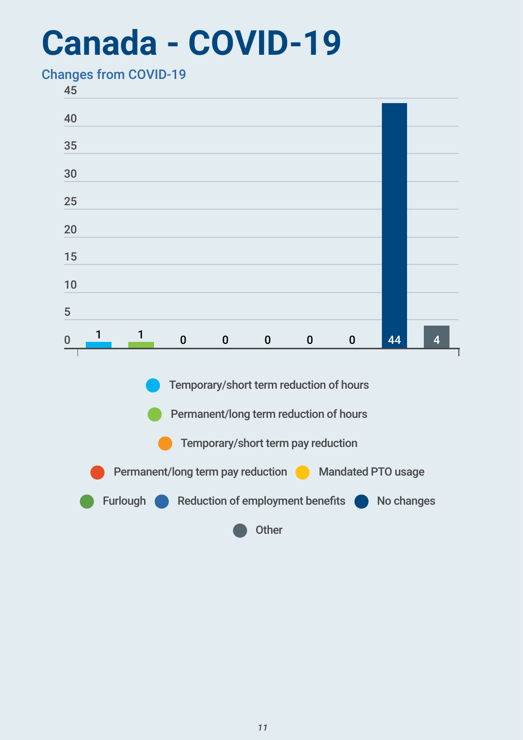# Canada - COVID-19

## Changes from COVID-19

| Change | Count |
| --- | --- |
| Temporary/short term reduction of hours | 1 |
| Permanent/long term reduction of hours | 1 |
| Temporary/short term pay reduction | 0 |
| Permanent/long term pay reduction | 0 |
| Mandated PTO usage | 0 |
| Furlough | 0 |
| Reduction of employment benefits | 0 |
| No changes | 44 |
| Other | 4 |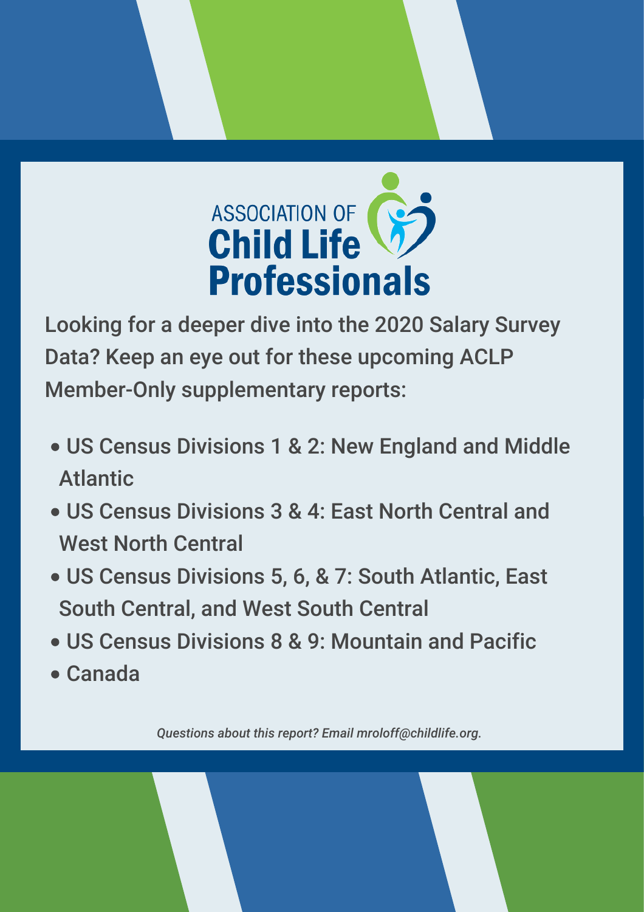ASSOCIATION OF **Child Life Professionals**

Looking for a deeper dive into the 2020 Salary Survey Data? Keep an eye out for these upcoming ACLP Member-Only supplementary reports:

- US Census Divisions 1 & 2: New England and Middle Atlantic
- US Census Divisions 3 & 4: East North Central and West North Central
- US Census Divisions 5, 6, & 7: South Atlantic, East South Central, and West South Central
- US Census Divisions 8 & 9: Mountain and Pacific
- Canada

*Questions about this report? Email mroloff@childlife.org.*